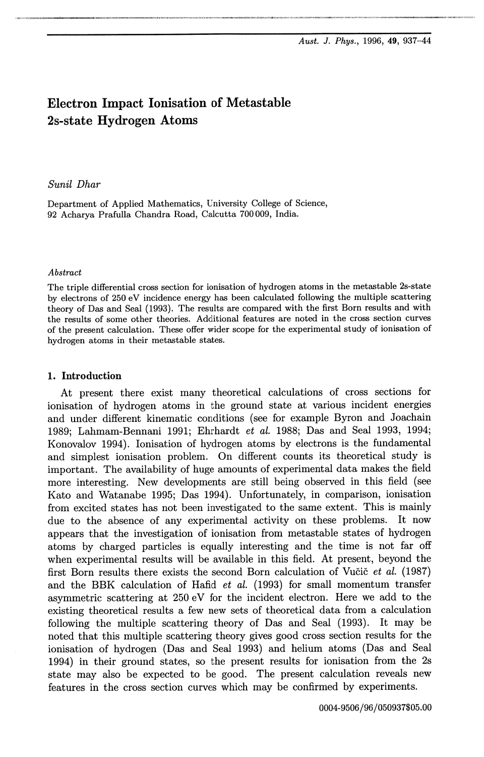# Electron Impact Ionisation of Metastable 2s-state Hydrogen Atoms

*Sunil Dhar*

Department of Applied Mathematics, University College of Science,
92 Acharya Prafulla Chandra Road, Calcutta 700 009, India.

*Abstract*

The triple differential cross section for ionisation of hydrogen atoms in the metastable 2s-state by electrons of 250 eV incidence energy has been calculated following the multiple scattering theory of Das and Seal (1993). The results are compared with the first Born results and with the results of some other theories. Additional features are noted in the cross section curves of the present calculation. These offer wider scope for the experimental study of ionisation of hydrogen atoms in their metastable states.

## 1. Introduction

At present there exist many theoretical calculations of cross sections for ionisation of hydrogen atoms in the ground state at various incident energies and under different kinematic conditions (see for example Byron and Joachain 1989; Lahmam-Bennani 1991; Ehrhardt *et al.* 1988; Das and Seal 1993, 1994; Konovalov 1994). Ionisation of hydrogen atoms by electrons is the fundamental and simplest ionisation problem. On different counts its theoretical study is important. The availability of huge amounts of experimental data makes the field more interesting. New developments are still being observed in this field (see Kato and Watanabe 1995; Das 1994). Unfortunately, in comparison, ionisation from excited states has not been investigated to the same extent. This is mainly due to the absence of any experimental activity on these problems. It now appears that the investigation of ionisation from metastable states of hydrogen atoms by charged particles is equally interesting and the time is not far off when experimental results will be available in this field. At present, beyond the first Born results there exists the second Born calculation of Vučič *et al.* (1987) and the BBK calculation of Hafid *et al.* (1993) for small momentum transfer asymmetric scattering at 250 eV for the incident electron. Here we add to the existing theoretical results a few new sets of theoretical data from a calculation following the multiple scattering theory of Das and Seal (1993). It may be noted that this multiple scattering theory gives good cross section results for the ionisation of hydrogen (Das and Seal 1993) and helium atoms (Das and Seal 1994) in their ground states, so the present results for ionisation from the 2s state may also be expected to be good. The present calculation reveals new features in the cross section curves which may be confirmed by experiments.

0004-9506/96/050937$05.00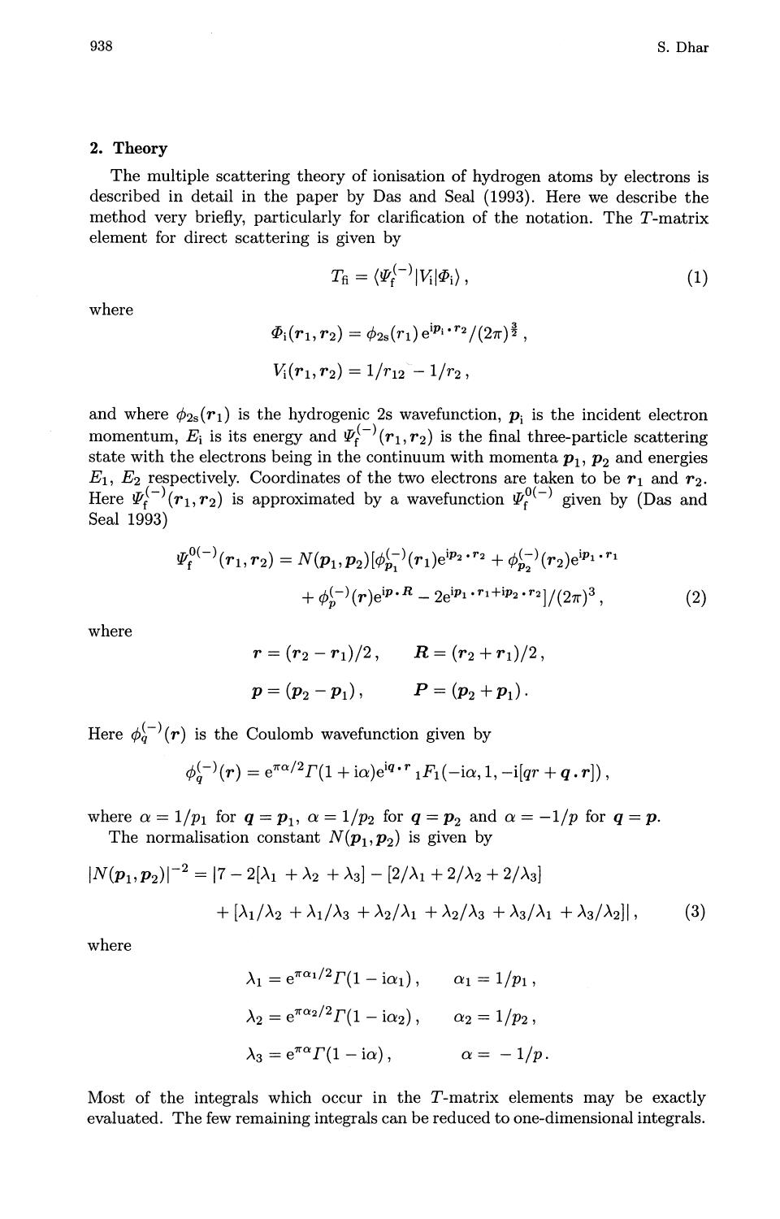## 2. Theory

The multiple scattering theory of ionisation of hydrogen atoms by electrons is described in detail in the paper by Das and Seal (1993). Here we describe the method very briefly, particularly for clarification of the notation. The $T$-matrix element for direct scattering is given by

$$T_{\rm fi} = \langle \Psi_{\rm f}^{(-)} | V_{\rm i} | \Phi_{\rm i} \rangle \,, \tag{1}$$

where

$$\Phi_{\rm i}(\boldsymbol{r}_1, \boldsymbol{r}_2) = \phi_{2{\rm s}}(r_1)\, {\rm e}^{{\rm i}\boldsymbol{p}_{\rm i}\cdot\boldsymbol{r}_2}/(2\pi)^{\frac{3}{2}} \,,$$

$$V_{\rm i}(\boldsymbol{r}_1, \boldsymbol{r}_2) = 1/r_{12} - 1/r_2 \,,$$

and where $\phi_{2{\rm s}}(r_1)$ is the hydrogenic 2s wavefunction, $\boldsymbol{p}_{\rm i}$ is the incident electron momentum, $E_{\rm i}$ is its energy and $\Psi_{\rm f}^{(-)}(\boldsymbol{r}_1, \boldsymbol{r}_2)$ is the final three-particle scattering state with the electrons being in the continuum with momenta $\boldsymbol{p}_1$, $\boldsymbol{p}_2$ and energies $E_1$, $E_2$ respectively. Coordinates of the two electrons are taken to be $\boldsymbol{r}_1$ and $\boldsymbol{r}_2$. Here $\Psi_{\rm f}^{(-)}(\boldsymbol{r}_1, \boldsymbol{r}_2)$ is approximated by a wavefunction $\Psi_{\rm f}^{0(-)}$ given by (Das and Seal 1993)

$$\begin{aligned}\Psi_{\rm f}^{0(-)}(\boldsymbol{r}_1, \boldsymbol{r}_2) = N(\boldsymbol{p}_1, \boldsymbol{p}_2)[&\phi_{\boldsymbol{p}_1}^{(-)}(\boldsymbol{r}_1){\rm e}^{{\rm i}\boldsymbol{p}_2\cdot\boldsymbol{r}_2} + \phi_{\boldsymbol{p}_2}^{(-)}(\boldsymbol{r}_2){\rm e}^{{\rm i}\boldsymbol{p}_1\cdot\boldsymbol{r}_1} \\ &+ \phi_{\boldsymbol{p}}^{(-)}(\boldsymbol{r}){\rm e}^{{\rm i}\boldsymbol{p}\cdot\boldsymbol{R}} - 2{\rm e}^{{\rm i}\boldsymbol{p}_1\cdot\boldsymbol{r}_1 + {\rm i}\boldsymbol{p}_2\cdot\boldsymbol{r}_2}]/(2\pi)^3 \,,\end{aligned} \tag{2}$$

where

$$\boldsymbol{r} = (\boldsymbol{r}_2 - \boldsymbol{r}_1)/2 \,, \qquad \boldsymbol{R} = (\boldsymbol{r}_2 + \boldsymbol{r}_1)/2 \,,$$

$$\boldsymbol{p} = (\boldsymbol{p}_2 - \boldsymbol{p}_1) \,, \qquad \boldsymbol{P} = (\boldsymbol{p}_2 + \boldsymbol{p}_1) \,.$$

Here $\phi_q^{(-)}(\boldsymbol{r})$ is the Coulomb wavefunction given by

$$\phi_q^{(-)}(\boldsymbol{r}) = {\rm e}^{\pi\alpha/2}\Gamma(1 + {\rm i}\alpha){\rm e}^{{\rm i}\boldsymbol{q}\cdot\boldsymbol{r}}\, {}_1F_1(-{\rm i}\alpha, 1, -{\rm i}[qr + \boldsymbol{q}\,.\,\boldsymbol{r}]) \,,$$

where $\alpha = 1/p_1$ for $\boldsymbol{q} = \boldsymbol{p}_1$, $\alpha = 1/p_2$ for $\boldsymbol{q} = \boldsymbol{p}_2$ and $\alpha = -1/p$ for $\boldsymbol{q} = \boldsymbol{p}$.

The normalisation constant $N(\boldsymbol{p}_1, \boldsymbol{p}_2)$ is given by

$$\begin{aligned}|N(\boldsymbol{p}_1, \boldsymbol{p}_2)|^{-2} = |7 - 2[\lambda_1 + \lambda_2 + \lambda_3] - [2/\lambda_1 + 2/\lambda_2 + 2/\lambda_3] \\ + [\lambda_1/\lambda_2 + \lambda_1/\lambda_3 + \lambda_2/\lambda_1 + \lambda_2/\lambda_3 + \lambda_3/\lambda_1 + \lambda_3/\lambda_2]| \,,\end{aligned} \tag{3}$$

where

$$\lambda_1 = {\rm e}^{\pi\alpha_1/2}\Gamma(1 - {\rm i}\alpha_1) \,, \qquad \alpha_1 = 1/p_1 \,,$$

$$\lambda_2 = {\rm e}^{\pi\alpha_2/2}\Gamma(1 - {\rm i}\alpha_2) \,, \qquad \alpha_2 = 1/p_2 \,,$$

$$\lambda_3 = {\rm e}^{\pi\alpha}\Gamma(1 - {\rm i}\alpha) \,, \qquad \alpha = -1/p \,.$$

Most of the integrals which occur in the $T$-matrix elements may be exactly evaluated. The few remaining integrals can be reduced to one-dimensional integrals.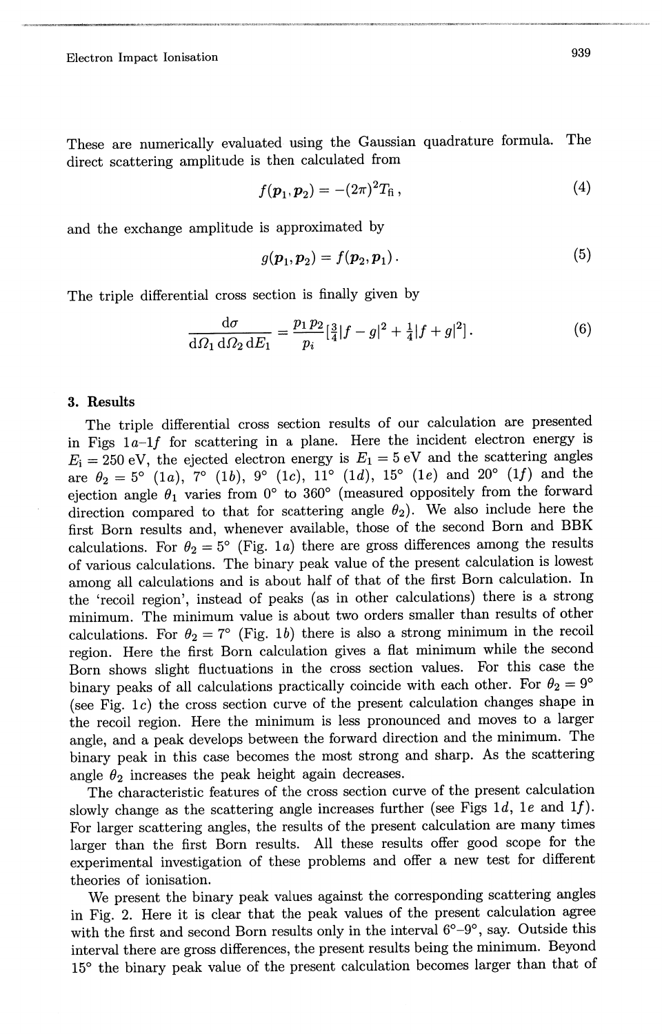These are numerically evaluated using the Gaussian quadrature formula. The direct scattering amplitude is then calculated from

$$f(\mathbf{p}_1, \mathbf{p}_2) = -(2\pi)^2 T_{\mathrm{fi}}\,, \tag{4}$$

and the exchange amplitude is approximated by

$$g(\mathbf{p}_1, \mathbf{p}_2) = f(\mathbf{p}_2, \mathbf{p}_1)\,. \tag{5}$$

The triple differential cross section is finally given by

$$\frac{\mathrm{d}\sigma}{\mathrm{d}\Omega_1\,\mathrm{d}\Omega_2\,\mathrm{d}E_1} = \frac{p_1 p_2}{p_i}\left[\tfrac{3}{4}|f-g|^2 + \tfrac{1}{4}|f+g|^2\right]. \tag{6}$$

## 3. Results

The triple differential cross section results of our calculation are presented in Figs 1*a*–1*f* for scattering in a plane. Here the incident electron energy is $E_{\mathrm{i}} = 250$ eV, the ejected electron energy is $E_1 = 5$ eV and the scattering angles are $\theta_2 = 5°$ (1*a*), 7° (1*b*), 9° (1*c*), 11° (1*d*), 15° (1*e*) and 20° (1*f*) and the ejection angle $\theta_1$ varies from 0° to 360° (measured oppositely from the forward direction compared to that for scattering angle $\theta_2$). We also include here the first Born results and, whenever available, those of the second Born and BBK calculations. For $\theta_2 = 5°$ (Fig. 1*a*) there are gross differences among the results of various calculations. The binary peak value of the present calculation is lowest among all calculations and is about half of that of the first Born calculation. In the 'recoil region', instead of peaks (as in other calculations) there is a strong minimum. The minimum value is about two orders smaller than results of other calculations. For $\theta_2 = 7°$ (Fig. 1*b*) there is also a strong minimum in the recoil region. Here the first Born calculation gives a flat minimum while the second Born shows slight fluctuations in the cross section values. For this case the binary peaks of all calculations practically coincide with each other. For $\theta_2 = 9°$ (see Fig. 1*c*) the cross section curve of the present calculation changes shape in the recoil region. Here the minimum is less pronounced and moves to a larger angle, and a peak develops between the forward direction and the minimum. The binary peak in this case becomes the most strong and sharp. As the scattering angle $\theta_2$ increases the peak height again decreases.

The characteristic features of the cross section curve of the present calculation slowly change as the scattering angle increases further (see Figs 1*d*, 1*e* and 1*f*). For larger scattering angles, the results of the present calculation are many times larger than the first Born results. All these results offer good scope for the experimental investigation of these problems and offer a new test for different theories of ionisation.

We present the binary peak values against the corresponding scattering angles in Fig. 2. Here it is clear that the peak values of the present calculation agree with the first and second Born results only in the interval 6°–9°, say. Outside this interval there are gross differences, the present results being the minimum. Beyond 15° the binary peak value of the present calculation becomes larger than that of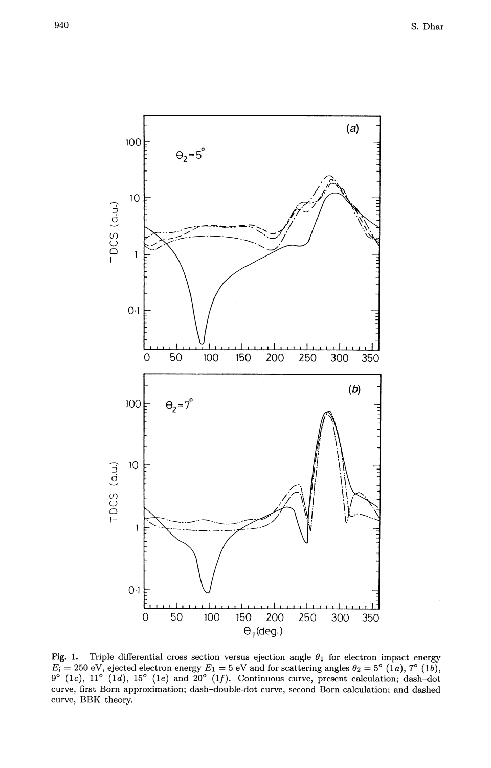(a)

$\Theta_2 = 5^\circ$

TDCS (a.u.)

100

10

1

0·1

0 50 100 150 200 250 300 350

(b)

$\Theta_2 = 7^\circ$

TDCS (a.u.)

100

10

1

0·1

0 50 100 150 200 250 300 350

$\Theta_1$(deg.)

**Fig. 1.** Triple differential cross section versus ejection angle $\theta_1$ for electron impact energy $E_i = 250$ eV, ejected electron energy $E_1 = 5$ eV and for scattering angles $\theta_2 = 5^\circ$ (1*a*), $7^\circ$ (1*b*), $9^\circ$ (1*c*), $11^\circ$ (1*d*), $15^\circ$ (1*e*) and $20^\circ$ (1*f*). Continuous curve, present calculation; dash–dot curve, first Born approximation; dash–double-dot curve, second Born calculation; and dashed curve, BBK theory.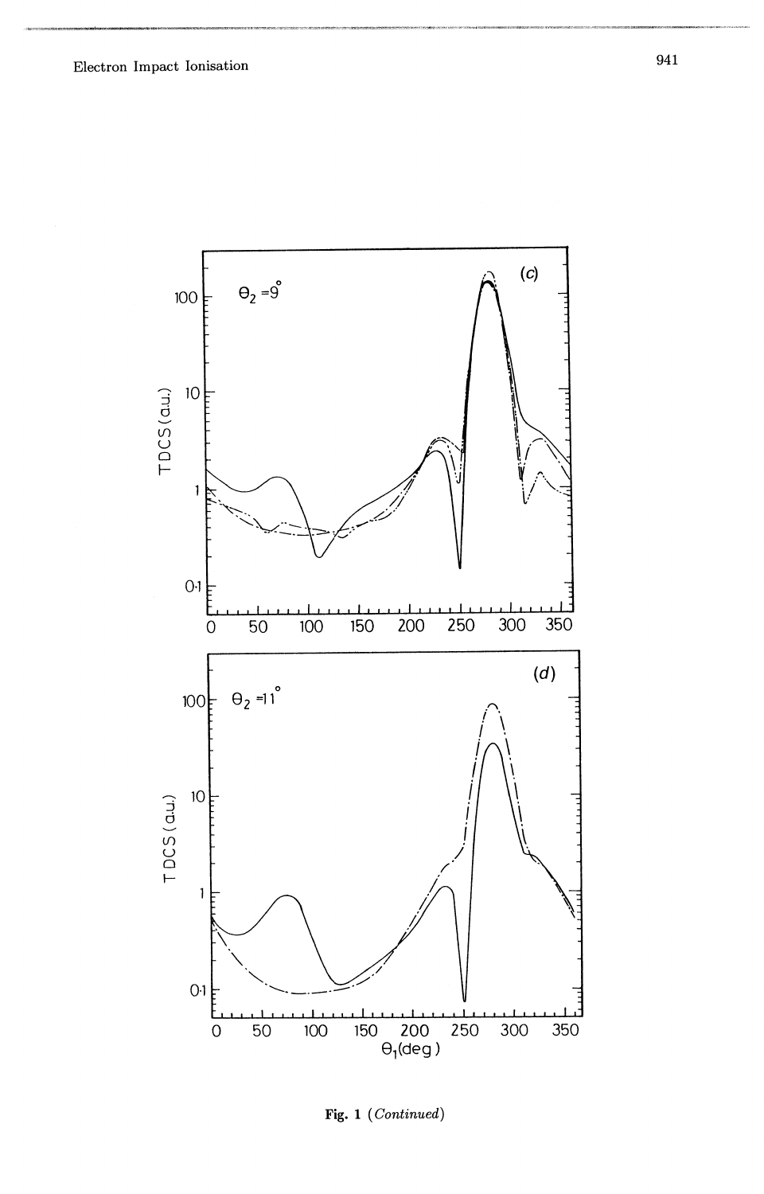(c)

$\theta_2 = 9°$

TDCS (a.u.)

100

10

1

0·1

0 50 100 150 200 250 300 350

(d)

$\theta_2 = 11°$

TDCS (a.u.)

100

10

1

0·1

0 50 100 150 200 250 300 350

$\theta_1$(deg)

**Fig. 1** (*Continued*)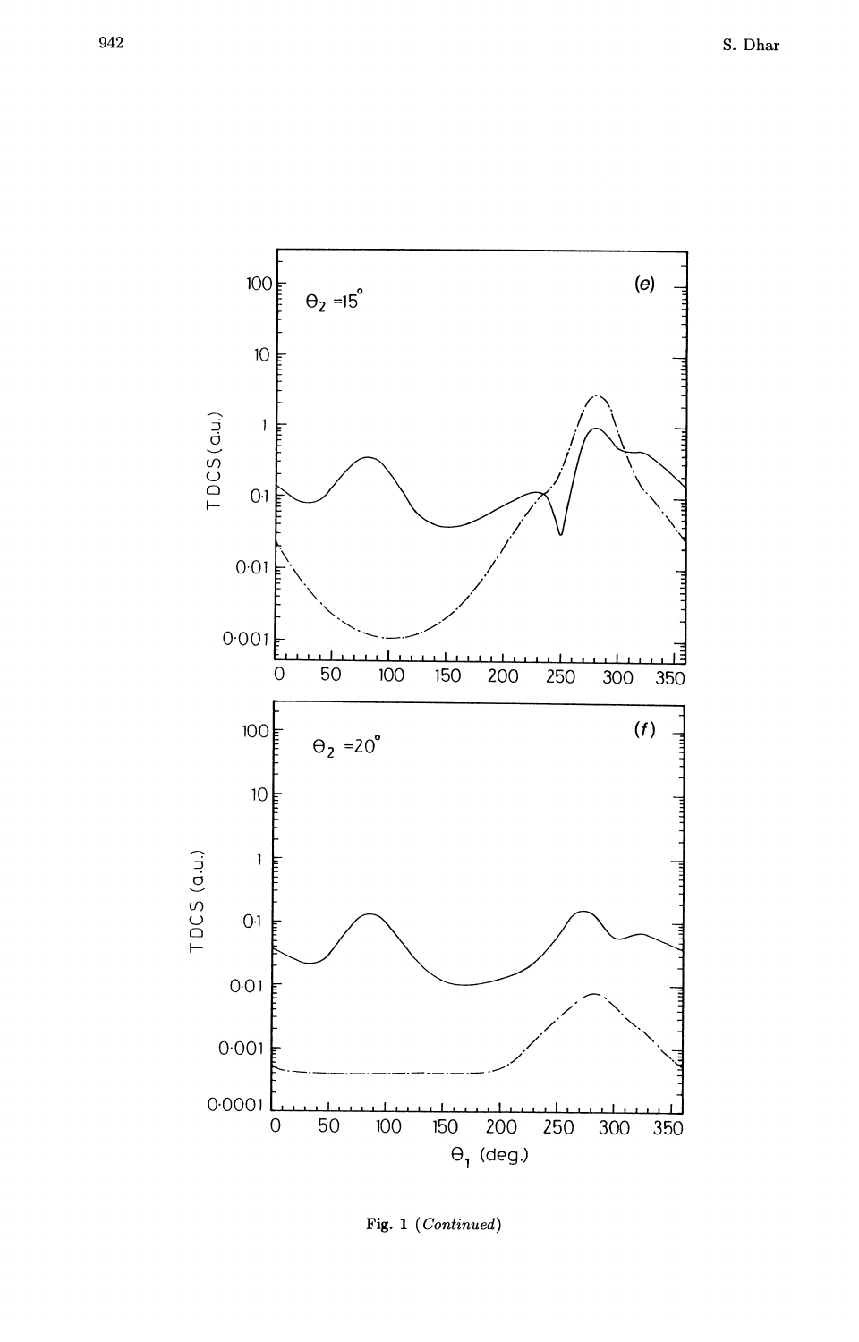Fig. 1 (*Continued*)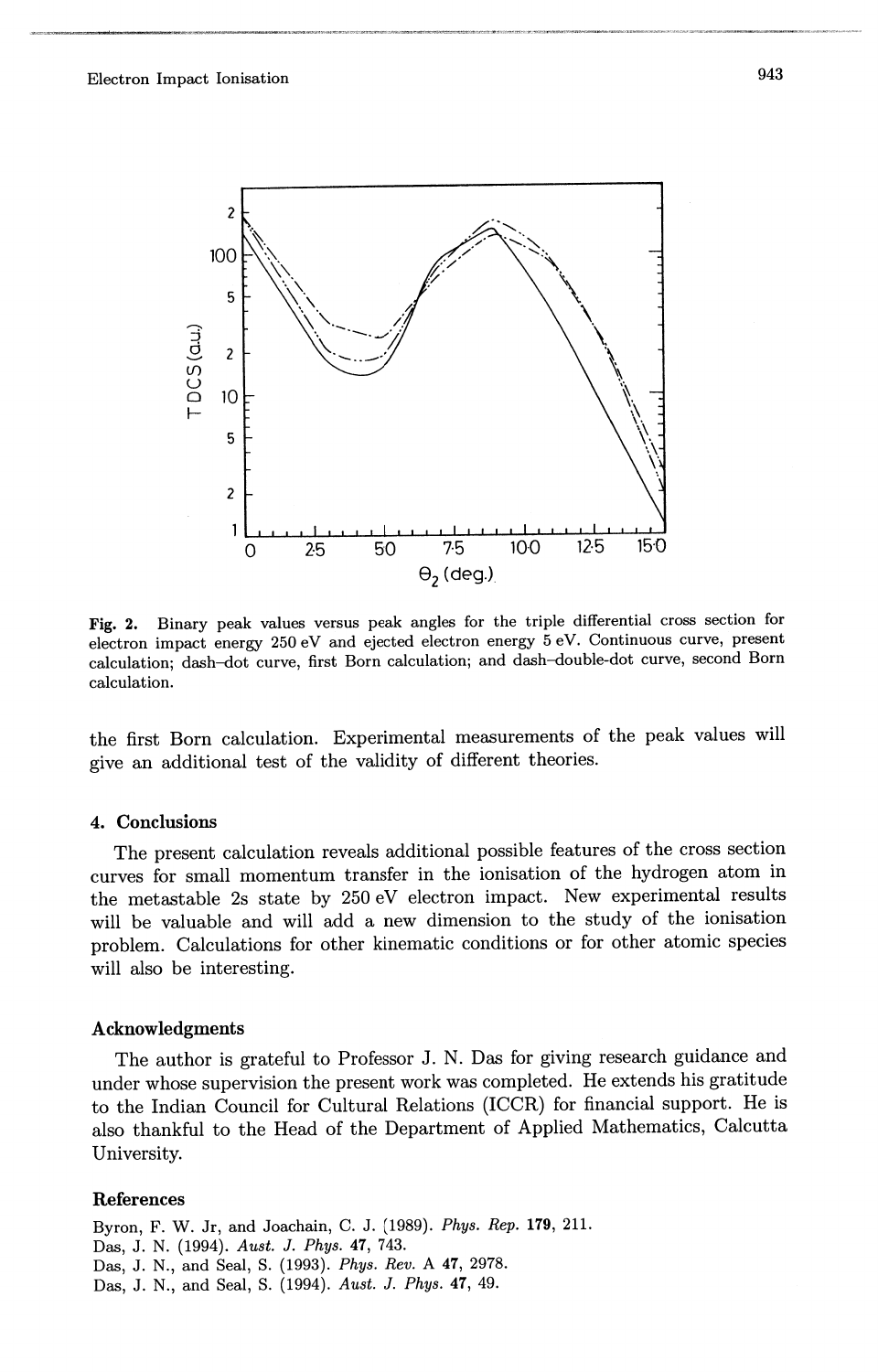**Fig. 2.** Binary peak values versus peak angles for the triple differential cross section for electron impact energy 250 eV and ejected electron energy 5 eV. Continuous curve, present calculation; dash–dot curve, first Born calculation; and dash–double-dot curve, second Born calculation.

the first Born calculation. Experimental measurements of the peak values will give an additional test of the validity of different theories.

## 4. Conclusions

The present calculation reveals additional possible features of the cross section curves for small momentum transfer in the ionisation of the hydrogen atom in the metastable 2s state by 250 eV electron impact. New experimental results will be valuable and will add a new dimension to the study of the ionisation problem. Calculations for other kinematic conditions or for other atomic species will also be interesting.

## Acknowledgments

The author is grateful to Professor J. N. Das for giving research guidance and under whose supervision the present work was completed. He extends his gratitude to the Indian Council for Cultural Relations (ICCR) for financial support. He is also thankful to the Head of the Department of Applied Mathematics, Calcutta University.

## References

Byron, F. W. Jr, and Joachain, C. J. (1989). *Phys. Rep.* **179**, 211.
Das, J. N. (1994). *Aust. J. Phys.* **47**, 743.
Das, J. N., and Seal, S. (1993). *Phys. Rev.* A **47**, 2978.
Das, J. N., and Seal, S. (1994). *Aust. J. Phys.* **47**, 49.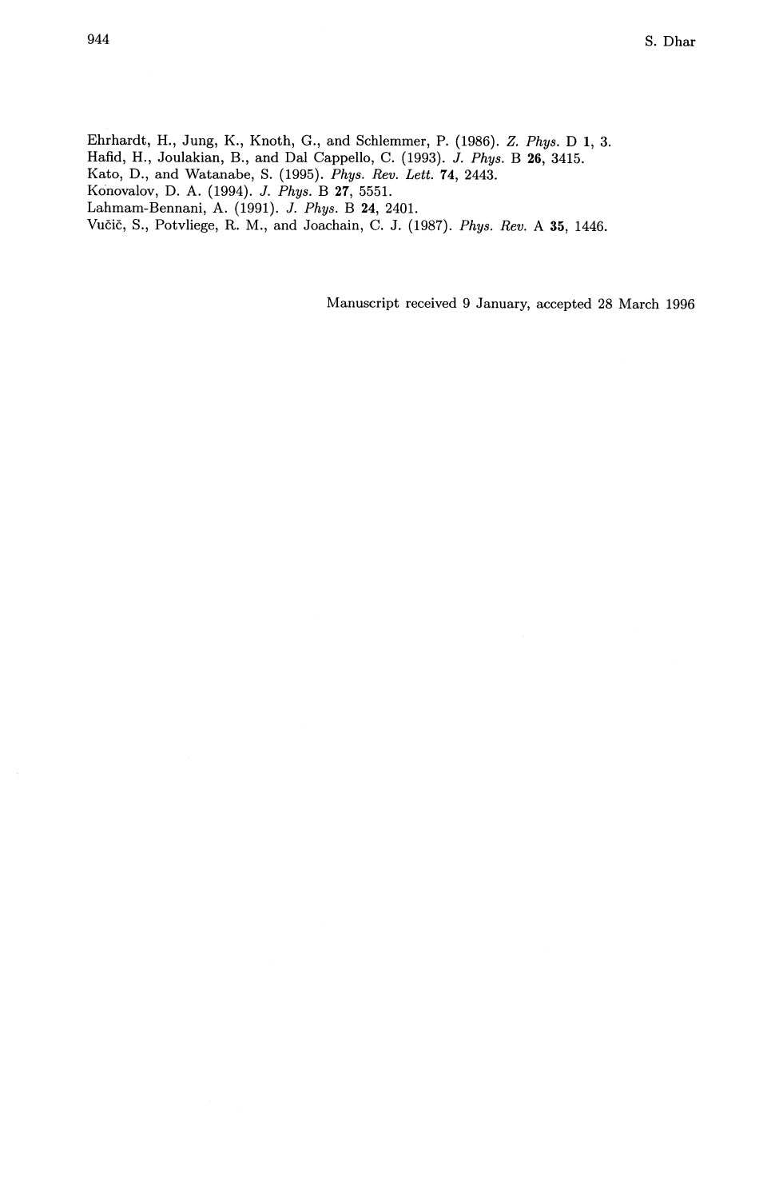Ehrhardt, H., Jung, K., Knoth, G., and Schlemmer, P. (1986). *Z. Phys.* D **1**, 3.
Hafid, H., Joulakian, B., and Dal Cappello, C. (1993). *J. Phys.* B **26**, 3415.
Kato, D., and Watanabe, S. (1995). *Phys. Rev. Lett.* **74**, 2443.
Konovalov, D. A. (1994). *J. Phys.* B **27**, 5551.
Lahmam-Bennani, A. (1991). *J. Phys.* B **24**, 2401.
Vučič, S., Potvliege, R. M., and Joachain, C. J. (1987). *Phys. Rev.* A **35**, 1446.

Manuscript received 9 January, accepted 28 March 1996